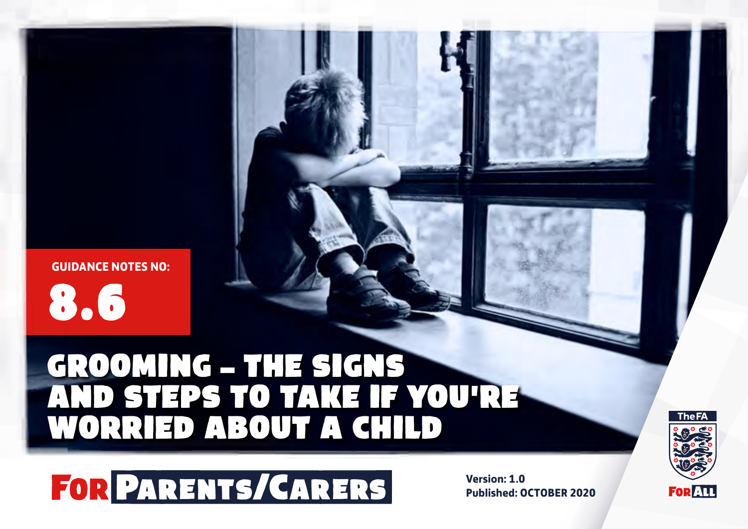GUIDANCE NOTES NO:

8.6

# GROOMING – THE SIGNS AND STEPS TO TAKE IF YOU'RE WORRIED ABOUT A CHILD

## FOR PARENTS/CARERS

**Version: 1.0**
**Published: OCTOBER 2020**

The FA

FOR ALL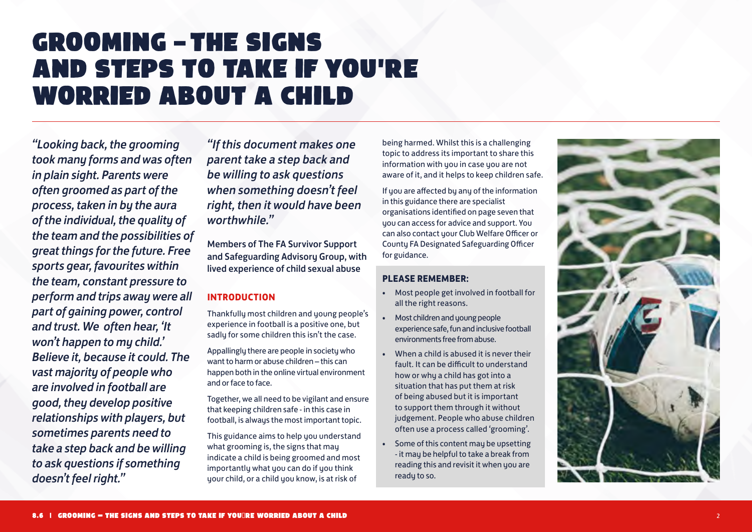# GROOMING – THE SIGNS AND STEPS TO TAKE IF YOU'RE WORRIED ABOUT A CHILD

*"Looking back, the grooming took many forms and was often in plain sight. Parents were often groomed as part of the process, taken in by the aura of the individual, the quality of the team and the possibilities of great things for the future. Free sports gear, favourites within the team, constant pressure to perform and trips away were all part of gaining power, control and trust. We often hear, 'It won't happen to my child.' Believe it, because it could. The vast majority of people who are involved in football are good, they develop positive relationships with players, but sometimes parents need to take a step back and be willing to ask questions if something doesn't feel right."*

*"If this document makes one parent take a step back and be willing to ask questions when something doesn't feel right, then it would have been worthwhile."*

Members of The FA Survivor Support and Safeguarding Advisory Group, with lived experience of child sexual abuse

## INTRODUCTION

Thankfully most children and young people's experience in football is a positive one, but sadly for some children this isn't the case.

Appallingly there are people in society who want to harm or abuse children – this can happen both in the online virtual environment and or face to face.

Together, we all need to be vigilant and ensure that keeping children safe - in this case in football, is always the most important topic.

This guidance aims to help you understand what grooming is, the signs that may indicate a child is being groomed and most importantly what you can do if you think your child, or a child you know, is at risk of being harmed. Whilst this is a challenging topic to address its important to share this information with you in case you are not aware of it, and it helps to keep children safe.

If you are affected by any of the information in this guidance there are specialist organisations identified on page seven that you can access for advice and support. You can also contact your Club Welfare Officer or County FA Designated Safeguarding Officer for guidance.

### PLEASE REMEMBER:

- Most people get involved in football for all the right reasons.
- Most children and young people experience safe, fun and inclusive football environments free from abuse.
- When a child is abused it is never their fault. It can be difficult to understand how or why a child has got into a situation that has put them at risk of being abused but it is important to support them through it without judgement. People who abuse children often use a process called 'grooming'.
- Some of this content may be upsetting - it may be helpful to take a break from reading this and revisit it when you are ready to so.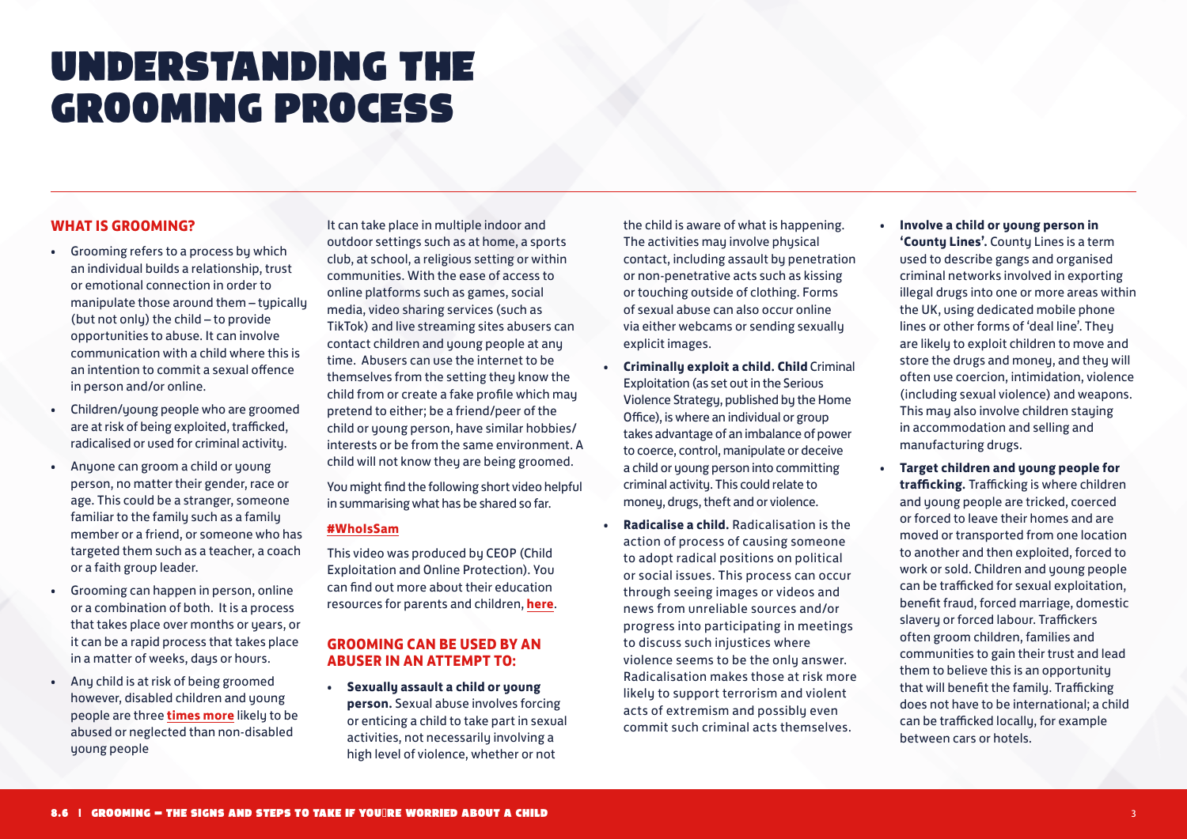# UNDERSTANDING THE GROOMING PROCESS

## WHAT IS GROOMING?

- Grooming refers to a process by which an individual builds a relationship, trust or emotional connection in order to manipulate those around them – typically (but not only) the child – to provide opportunities to abuse. It can involve communication with a child where this is an intention to commit a sexual offence in person and/or online.
- Children/young people who are groomed are at risk of being exploited, trafficked, radicalised or used for criminal activity.
- Anyone can groom a child or young person, no matter their gender, race or age. This could be a stranger, someone familiar to the family such as a family member or a friend, or someone who has targeted them such as a teacher, a coach or a faith group leader.
- Grooming can happen in person, online or a combination of both. It is a process that takes place over months or years, or it can be a rapid process that takes place in a matter of weeks, days or hours.
- Any child is at risk of being groomed however, disabled children and young people are three **times more** likely to be abused or neglected than non-disabled young people

It can take place in multiple indoor and outdoor settings such as at home, a sports club, at school, a religious setting or within communities. With the ease of access to online platforms such as games, social media, video sharing services (such as TikTok) and live streaming sites abusers can contact children and young people at any time. Abusers can use the internet to be themselves from the setting they know the child from or create a fake profile which may pretend to either; be a friend/peer of the child or young person, have similar hobbies/ interests or be from the same environment. A child will not know they are being groomed.

You might find the following short video helpful in summarising what has be shared so far.

**#WhoIsSam**

This video was produced by CEOP (Child Exploitation and Online Protection). You can find out more about their education resources for parents and children, **here**.

## GROOMING CAN BE USED BY AN ABUSER IN AN ATTEMPT TO:

- **Sexually assault a child or young person.** Sexual abuse involves forcing or enticing a child to take part in sexual activities, not necessarily involving a high level of violence, whether or not the child is aware of what is happening. The activities may involve physical contact, including assault by penetration or non-penetrative acts such as kissing or touching outside of clothing. Forms of sexual abuse can also occur online via either webcams or sending sexually explicit images.
- **Criminally exploit a child. Child** Criminal Exploitation (as set out in the Serious Violence Strategy, published by the Home Office), is where an individual or group takes advantage of an imbalance of power to coerce, control, manipulate or deceive a child or young person into committing criminal activity. This could relate to money, drugs, theft and or violence.
- **Radicalise a child.** Radicalisation is the action of process of causing someone to adopt radical positions on political or social issues. This process can occur through seeing images or videos and news from unreliable sources and/or progress into participating in meetings to discuss such injustices where violence seems to be the only answer. Radicalisation makes those at risk more likely to support terrorism and violent acts of extremism and possibly even commit such criminal acts themselves.
- **Involve a child or young person in 'County Lines'.** County Lines is a term used to describe gangs and organised criminal networks involved in exporting illegal drugs into one or more areas within the UK, using dedicated mobile phone lines or other forms of 'deal line'. They are likely to exploit children to move and store the drugs and money, and they will often use coercion, intimidation, violence (including sexual violence) and weapons. This may also involve children staying in accommodation and selling and manufacturing drugs.
- **Target children and young people for trafficking.** Trafficking is where children and young people are tricked, coerced or forced to leave their homes and are moved or transported from one location to another and then exploited, forced to work or sold. Children and young people can be trafficked for sexual exploitation, benefit fraud, forced marriage, domestic slavery or forced labour. Traffickers often groom children, families and communities to gain their trust and lead them to believe this is an opportunity that will benefit the family. Trafficking does not have to be international; a child can be trafficked locally, for example between cars or hotels.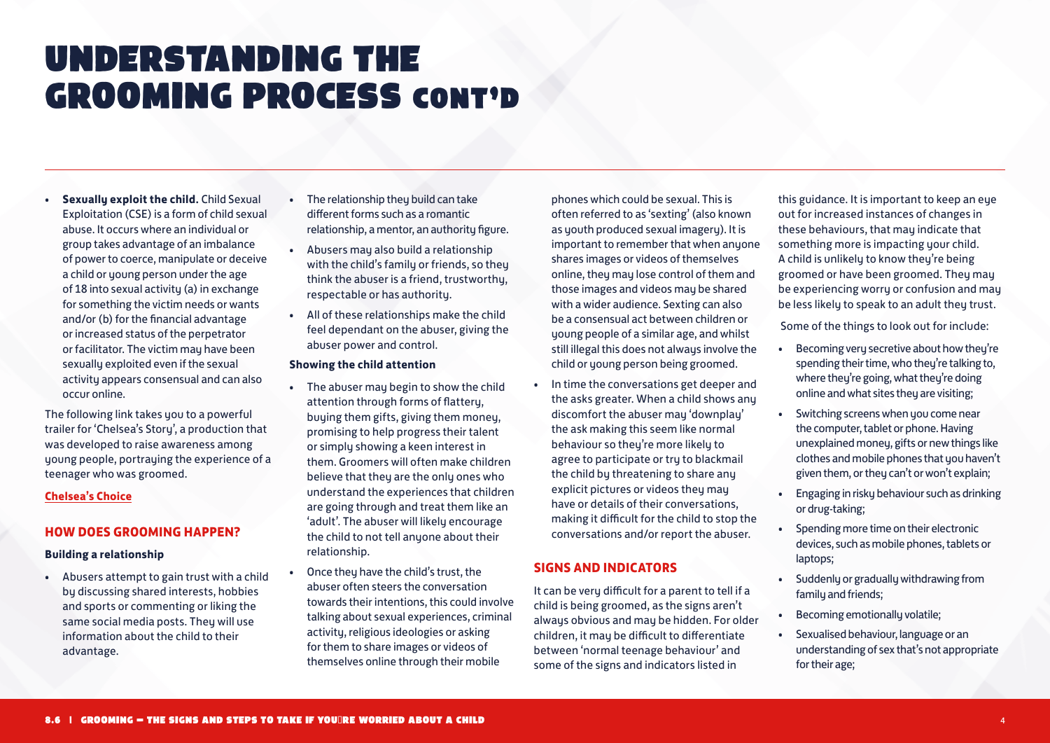# UNDERSTANDING THE GROOMING PROCESS CONT'D

- **Sexually exploit the child.** Child Sexual Exploitation (CSE) is a form of child sexual abuse. It occurs where an individual or group takes advantage of an imbalance of power to coerce, manipulate or deceive a child or young person under the age of 18 into sexual activity (a) in exchange for something the victim needs or wants and/or (b) for the financial advantage or increased status of the perpetrator or facilitator. The victim may have been sexually exploited even if the sexual activity appears consensual and can also occur online.

The following link takes you to a powerful trailer for 'Chelsea's Story', a production that was developed to raise awareness among young people, portraying the experience of a teenager who was groomed.

**Chelsea's Choice**

## HOW DOES GROOMING HAPPEN?

### Building a relationship

- Abusers attempt to gain trust with a child by discussing shared interests, hobbies and sports or commenting or liking the same social media posts. They will use information about the child to their advantage.
- The relationship they build can take different forms such as a romantic relationship, a mentor, an authority figure.
- Abusers may also build a relationship with the child's family or friends, so they think the abuser is a friend, trustworthy, respectable or has authority.
- All of these relationships make the child feel dependant on the abuser, giving the abuser power and control.

### Showing the child attention

- The abuser may begin to show the child attention through forms of flattery, buying them gifts, giving them money, promising to help progress their talent or simply showing a keen interest in them. Groomers will often make children believe that they are the only ones who understand the experiences that children are going through and treat them like an 'adult'. The abuser will likely encourage the child to not tell anyone about their relationship.
- Once they have the child's trust, the abuser often steers the conversation towards their intentions, this could involve talking about sexual experiences, criminal activity, religious ideologies or asking for them to share images or videos of themselves online through their mobile phones which could be sexual. This is often referred to as 'sexting' (also known as youth produced sexual imagery). It is important to remember that when anyone shares images or videos of themselves online, they may lose control of them and those images and videos may be shared with a wider audience. Sexting can also be a consensual act between children or young people of a similar age, and whilst still illegal this does not always involve the child or young person being groomed.
- In time the conversations get deeper and the asks greater. When a child shows any discomfort the abuser may 'downplay' the ask making this seem like normal behaviour so they're more likely to agree to participate or try to blackmail the child by threatening to share any explicit pictures or videos they may have or details of their conversations, making it difficult for the child to stop the conversations and/or report the abuser.

## SIGNS AND INDICATORS

It can be very difficult for a parent to tell if a child is being groomed, as the signs aren't always obvious and may be hidden. For older children, it may be difficult to differentiate between 'normal teenage behaviour' and some of the signs and indicators listed in this guidance. It is important to keep an eye out for increased instances of changes in these behaviours, that may indicate that something more is impacting your child. A child is unlikely to know they're being groomed or have been groomed. They may be experiencing worry or confusion and may be less likely to speak to an adult they trust.

Some of the things to look out for include:

- Becoming very secretive about how they're spending their time, who they're talking to, where they're going, what they're doing online and what sites they are visiting;
- Switching screens when you come near the computer, tablet or phone. Having unexplained money, gifts or new things like clothes and mobile phones that you haven't given them, or they can't or won't explain;
- Engaging in risky behaviour such as drinking or drug-taking;
- Spending more time on their electronic devices, such as mobile phones, tablets or laptops;
- Suddenly or gradually withdrawing from family and friends;
- Becoming emotionally volatile;
- Sexualised behaviour, language or an understanding of sex that's not appropriate for their age;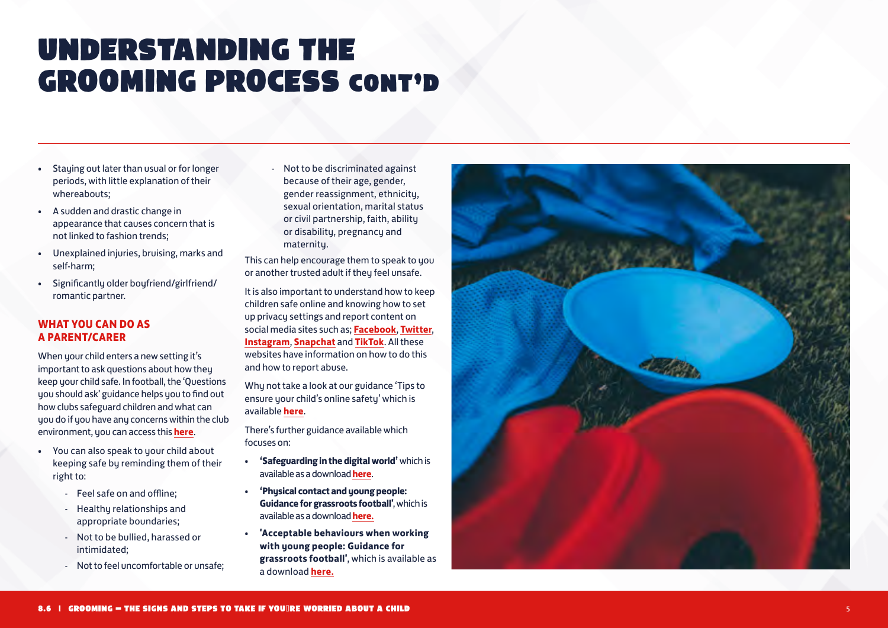# UNDERSTANDING THE GROOMING PROCESS CONT'D

- Staying out later than usual or for longer periods, with little explanation of their whereabouts;
- A sudden and drastic change in appearance that causes concern that is not linked to fashion trends;
- Unexplained injuries, bruising, marks and self-harm;
- Significantly older boyfriend/girlfriend/romantic partner.

## WHAT YOU CAN DO AS A PARENT/CARER

When your child enters a new setting it's important to ask questions about how they keep your child safe. In football, the 'Questions you should ask' guidance helps you to find out how clubs safeguard children and what can you do if you have any concerns within the club environment, you can access this **here**.

- You can also speak to your child about keeping safe by reminding them of their right to:
  - Feel safe on and offline;
  - Healthy relationships and appropriate boundaries;
  - Not to be bullied, harassed or intimidated;
  - Not to feel uncomfortable or unsafe;
  - Not to be discriminated against because of their age, gender, gender reassignment, ethnicity, sexual orientation, marital status or civil partnership, faith, ability or disability, pregnancy and maternity.

This can help encourage them to speak to you or another trusted adult if they feel unsafe.

It is also important to understand how to keep children safe online and knowing how to set up privacy settings and report content on social media sites such as; **Facebook**, **Twitter**, **Instagram**, **Snapchat** and **TikTok**. All these websites have information on how to do this and how to report abuse.

Why not take a look at our guidance 'Tips to ensure your child's online safety' which is available **here**.

There's further guidance available which focuses on:

- **'Safeguarding in the digital world'** which is available as a download **here**.
- **'Physical contact and young people: Guidance for grassroots football'**, which is available as a download **here.**
- **'Acceptable behaviours when working with young people: Guidance for grassroots football'**, which is available as a download **here.**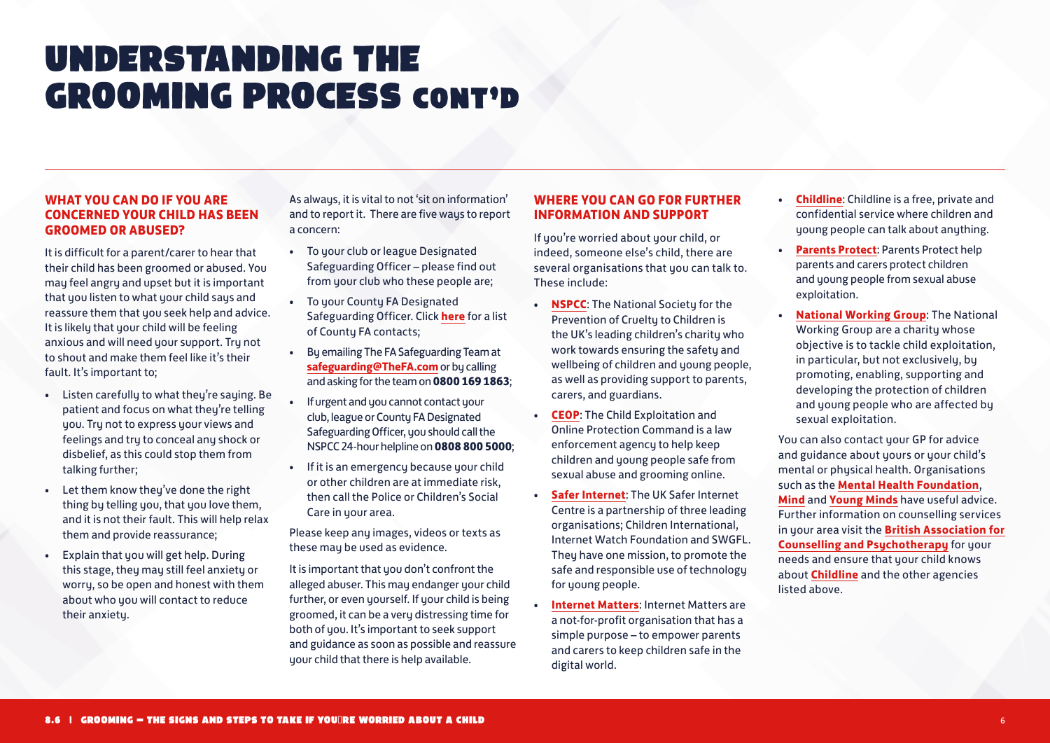# UNDERSTANDING THE GROOMING PROCESS CONT'D

## WHAT YOU CAN DO IF YOU ARE CONCERNED YOUR CHILD HAS BEEN GROOMED OR ABUSED?

It is difficult for a parent/carer to hear that their child has been groomed or abused. You may feel angry and upset but it is important that you listen to what your child says and reassure them that you seek help and advice. It is likely that your child will be feeling anxious and will need your support. Try not to shout and make them feel like it's their fault. It's important to;

- Listen carefully to what they're saying. Be patient and focus on what they're telling you. Try not to express your views and feelings and try to conceal any shock or disbelief, as this could stop them from talking further;
- Let them know they've done the right thing by telling you, that you love them, and it is not their fault. This will help relax them and provide reassurance;
- Explain that you will get help. During this stage, they may still feel anxiety or worry, so be open and honest with them about who you will contact to reduce their anxiety.

As always, it is vital to not 'sit on information' and to report it. There are five ways to report a concern:

- To your club or league Designated Safeguarding Officer – please find out from your club who these people are;
- To your County FA Designated Safeguarding Officer. Click **here** for a list of County FA contacts;
- By emailing The FA Safeguarding Team at **safeguarding@TheFA.com** or by calling and asking for the team on **0800 169 1863**;
- If urgent and you cannot contact your club, league or County FA Designated Safeguarding Officer, you should call the NSPCC 24-hour helpline on **0808 800 5000**;
- If it is an emergency because your child or other children are at immediate risk, then call the Police or Children's Social Care in your area.

Please keep any images, videos or texts as these may be used as evidence.

It is important that you don't confront the alleged abuser. This may endanger your child further, or even yourself. If your child is being groomed, it can be a very distressing time for both of you. It's important to seek support and guidance as soon as possible and reassure your child that there is help available.

## WHERE YOU CAN GO FOR FURTHER INFORMATION AND SUPPORT

If you're worried about your child, or indeed, someone else's child, there are several organisations that you can talk to. These include:

- **NSPCC**: The National Society for the Prevention of Cruelty to Children is the UK's leading children's charity who work towards ensuring the safety and wellbeing of children and young people, as well as providing support to parents, carers, and guardians.
- **CEOP**: The Child Exploitation and Online Protection Command is a law enforcement agency to help keep children and young people safe from sexual abuse and grooming online.
- **Safer Internet**: The UK Safer Internet Centre is a partnership of three leading organisations; Children International, Internet Watch Foundation and SWGFL. They have one mission, to promote the safe and responsible use of technology for young people.
- **Internet Matters**: Internet Matters are a not-for-profit organisation that has a simple purpose – to empower parents and carers to keep children safe in the digital world.
- **Childline**: Childline is a free, private and confidential service where children and young people can talk about anything.
- **Parents Protect**: Parents Protect help parents and carers protect children and young people from sexual abuse exploitation.
- **National Working Group**: The National Working Group are a charity whose objective is to tackle child exploitation, in particular, but not exclusively, by promoting, enabling, supporting and developing the protection of children and young people who are affected by sexual exploitation.

You can also contact your GP for advice and guidance about yours or your child's mental or physical health. Organisations such as the **Mental Health Foundation**, **Mind** and **Young Minds** have useful advice. Further information on counselling services in your area visit the **British Association for Counselling and Psychotherapy** for your needs and ensure that your child knows about **Childline** and the other agencies listed above.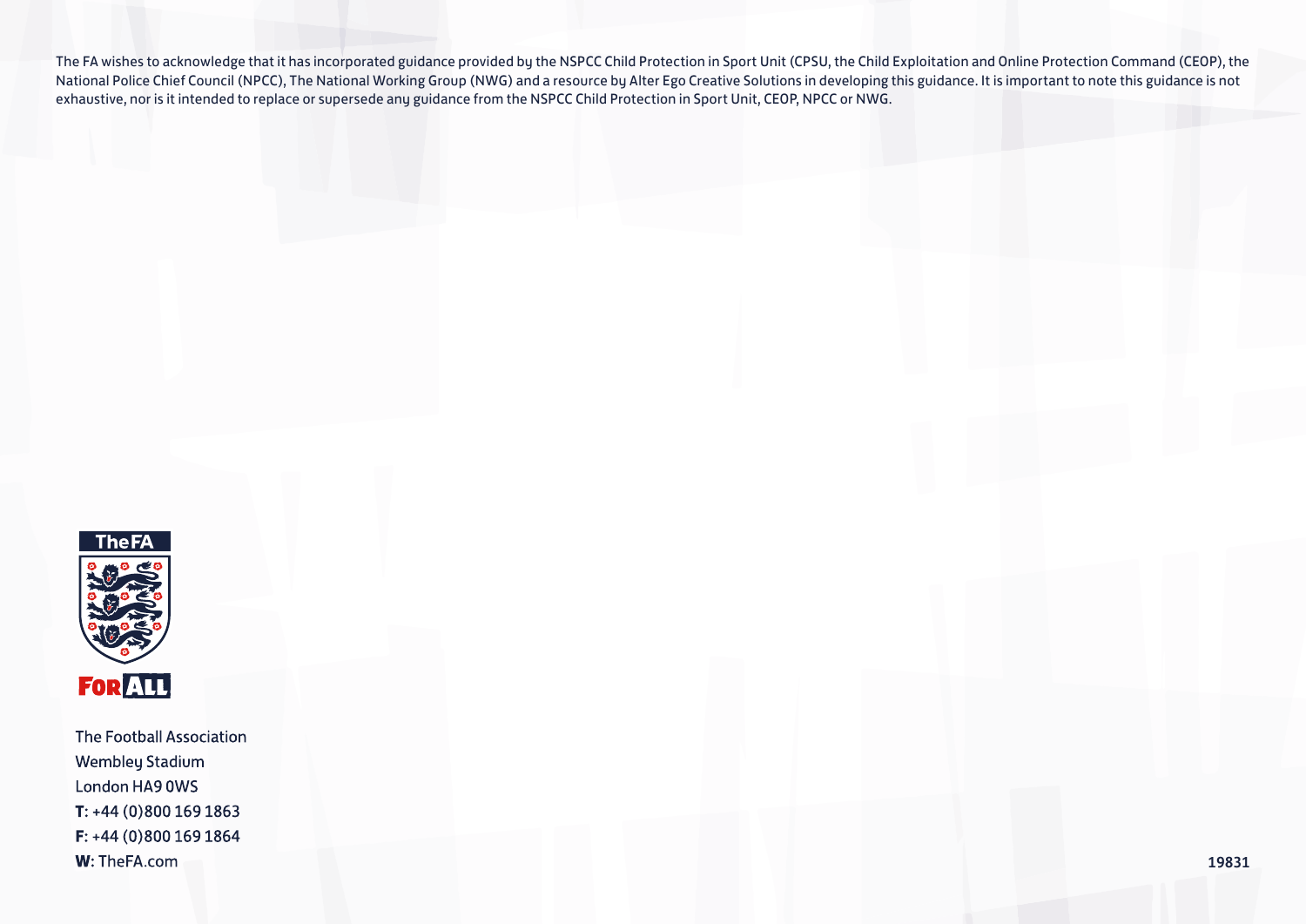The FA wishes to acknowledge that it has incorporated guidance provided by the NSPCC Child Protection in Sport Unit (CPSU, the Child Exploitation and Online Protection Command (CEOP), the National Police Chief Council (NPCC), The National Working Group (NWG) and a resource by Alter Ego Creative Solutions in developing this guidance. It is important to note this guidance is not exhaustive, nor is it intended to replace or supersede any guidance from the NSPCC Child Protection in Sport Unit, CEOP, NPCC or NWG.

The FA

FOR ALL

The Football Association
Wembley Stadium
London HA9 0WS
**T**: +44 (0)800 169 1863
**F**: +44 (0)800 169 1864
**W**: TheFA.com

19831